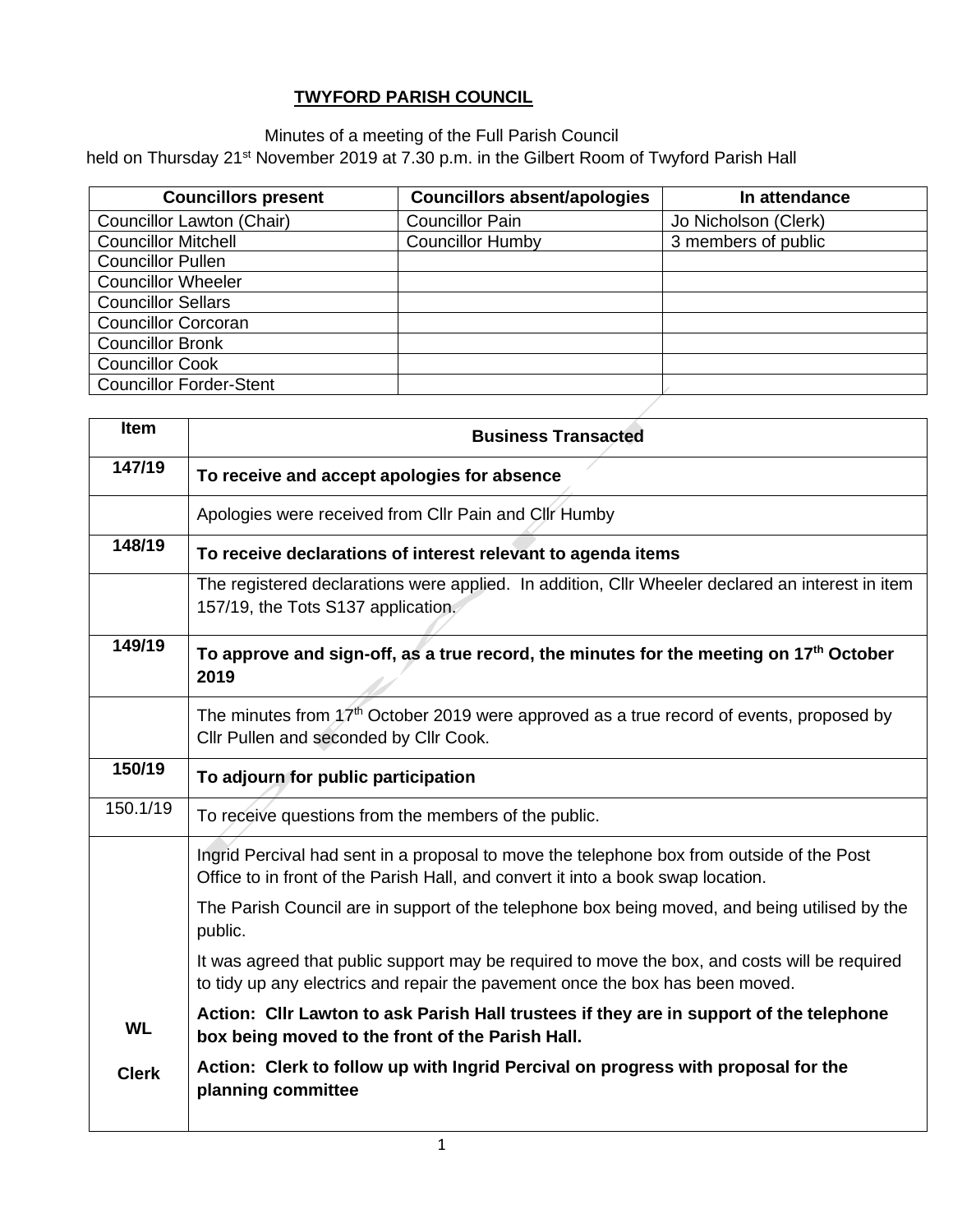# TWYFORD PARISH COUNCIL

Minutes of a meeting of the Full Parish Council held on Thursday 21st November 2019 at 7.30 p.m. in the Gilbert Room of Twyford Parish Hall

| Councillors present | Councillors absent/apologies | In attendance |
|---|---|---|
| Councillor Lawton (Chair) | Councillor Pain | Jo Nicholson (Clerk) |
| Councillor Mitchell | Councillor Humby | 3 members of public |
| Councillor Pullen | | |
| Councillor Wheeler | | |
| Councillor Sellars | | |
| Councillor Corcoran | | |
| Councillor Bronk | | |
| Councillor Cook | | |
| Councillor Forder-Stent | | |

| Item | Business Transacted |
|---|---|
| **147/19** | **To receive and accept apologies for absence** |
| | Apologies were received from Cllr Pain and Cllr Humby |
| **148/19** | **To receive declarations of interest relevant to agenda items** |
| | The registered declarations were applied. In addition, Cllr Wheeler declared an interest in item 157/19, the Tots S137 application. |
| **149/19** | **To approve and sign-off, as a true record, the minutes for the meeting on 17th October 2019** |
| | The minutes from 17th October 2019 were approved as a true record of events, proposed by Cllr Pullen and seconded by Cllr Cook. |
| **150/19** | **To adjourn for public participation** |
| 150.1/19 | To receive questions from the members of the public. |
| | Ingrid Percival had sent in a proposal to move the telephone box from outside of the Post Office to in front of the Parish Hall, and convert it into a book swap location. |
| | The Parish Council are in support of the telephone box being moved, and being utilised by the public. |
| | It was agreed that public support may be required to move the box, and costs will be required to tidy up any electrics and repair the pavement once the box has been moved. |
| **WL** | **Action: Cllr Lawton to ask Parish Hall trustees if they are in support of the telephone box being moved to the front of the Parish Hall.** |
| **Clerk** | **Action: Clerk to follow up with Ingrid Percival on progress with proposal for the planning committee** |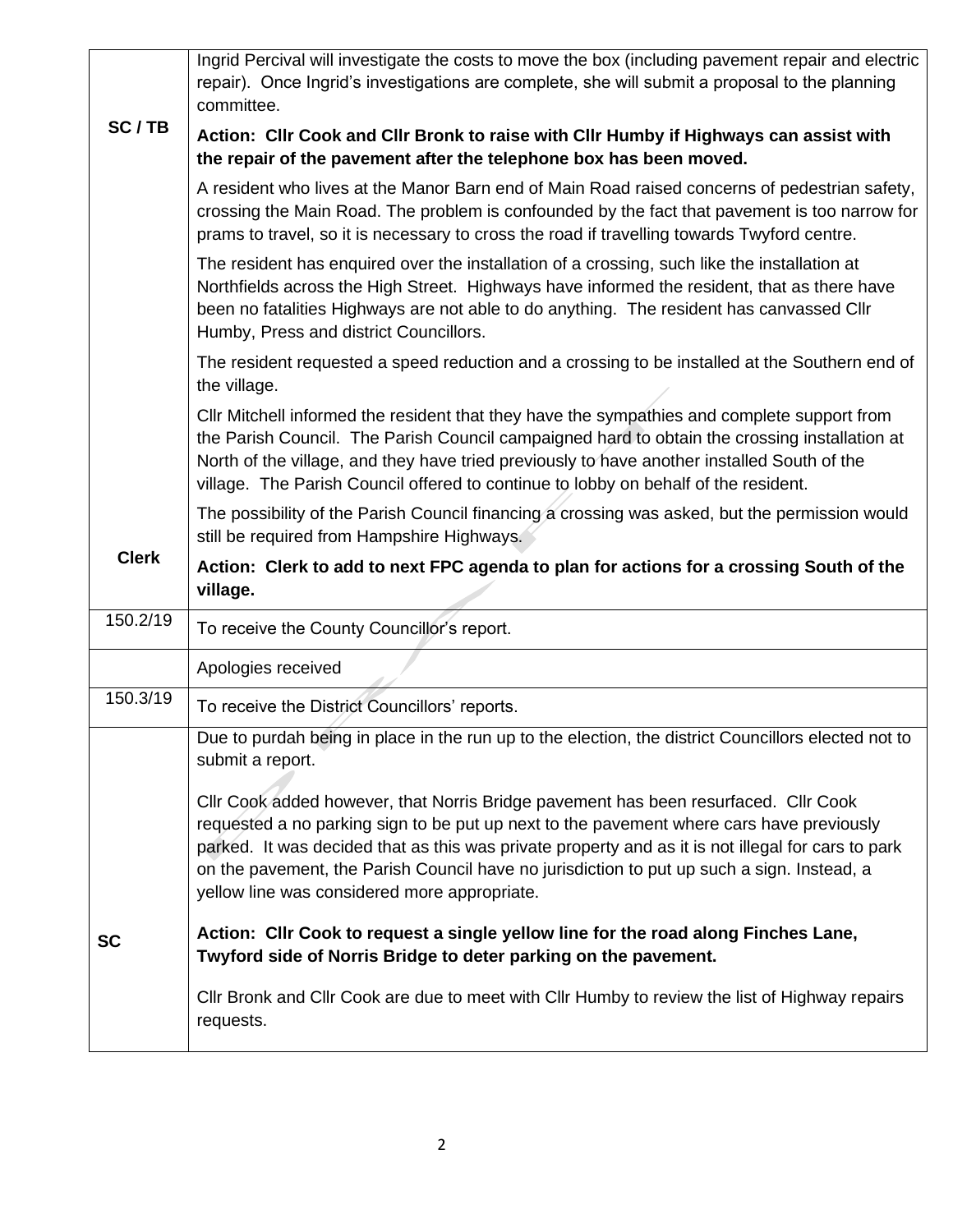| | |
|---|---|
| SC / TB | Ingrid Percival will investigate the costs to move the box (including pavement repair and electric repair). Once Ingrid's investigations are complete, she will submit a proposal to the planning committee.<br><br>**Action: Cllr Cook and Cllr Bronk to raise with Cllr Humby if Highways can assist with the repair of the pavement after the telephone box has been moved.** |
| Clerk | A resident who lives at the Manor Barn end of Main Road raised concerns of pedestrian safety, crossing the Main Road. The problem is confounded by the fact that pavement is too narrow for prams to travel, so it is necessary to cross the road if travelling towards Twyford centre.<br><br>The resident has enquired over the installation of a crossing, such like the installation at Northfields across the High Street. Highways have informed the resident, that as there have been no fatalities Highways are not able to do anything. The resident has canvassed Cllr Humby, Press and district Councillors.<br><br>The resident requested a speed reduction and a crossing to be installed at the Southern end of the village.<br><br>Cllr Mitchell informed the resident that they have the sympathies and complete support from the Parish Council. The Parish Council campaigned hard to obtain the crossing installation at North of the village, and they have tried previously to have another installed South of the village. The Parish Council offered to continue to lobby on behalf of the resident.<br><br>The possibility of the Parish Council financing a crossing was asked, but the permission would still be required from Hampshire Highways.<br><br>**Action: Clerk to add to next FPC agenda to plan for actions for a crossing South of the village.** |
| 150.2/19 | To receive the County Councillor's report. |
| | Apologies received |
| 150.3/19 | To receive the District Councillors' reports. |
| SC | Due to purdah being in place in the run up to the election, the district Councillors elected not to submit a report.<br><br>Cllr Cook added however, that Norris Bridge pavement has been resurfaced. Cllr Cook requested a no parking sign to be put up next to the pavement where cars have previously parked. It was decided that as this was private property and as it is not illegal for cars to park on the pavement, the Parish Council have no jurisdiction to put up such a sign. Instead, a yellow line was considered more appropriate.<br><br>**Action: Cllr Cook to request a single yellow line for the road along Finches Lane, Twyford side of Norris Bridge to deter parking on the pavement.**<br><br>Cllr Bronk and Cllr Cook are due to meet with Cllr Humby to review the list of Highway repairs requests. |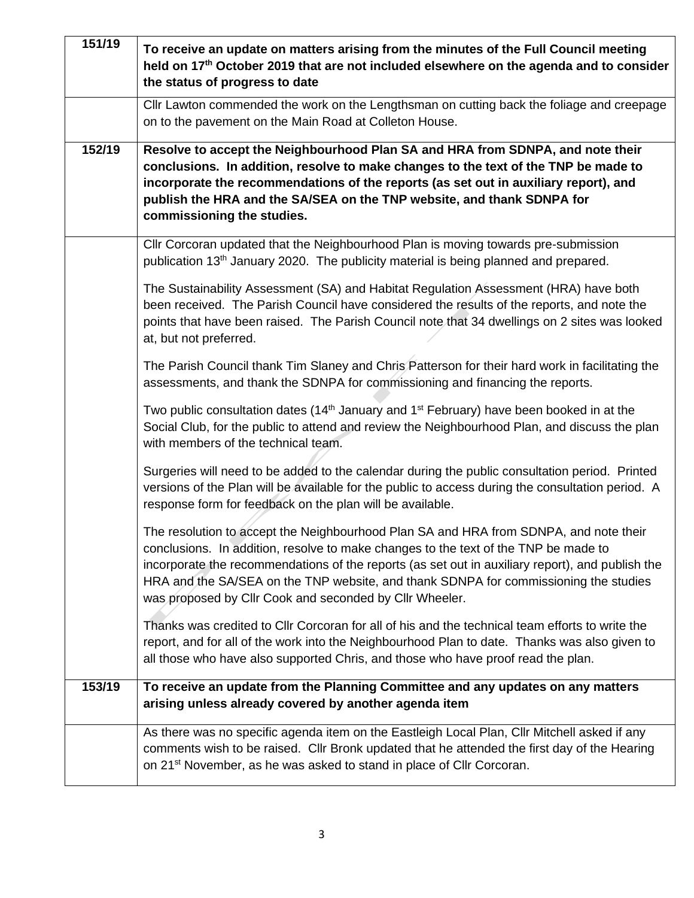| 151/19 | **To receive an update on matters arising from the minutes of the Full Council meeting held on 17th October 2019 that are not included elsewhere on the agenda and to consider the status of progress to date** |
|---|---|
| | Cllr Lawton commended the work on the Lengthsman on cutting back the foliage and creepage on to the pavement on the Main Road at Colleton House. |
| **152/19** | **Resolve to accept the Neighbourhood Plan SA and HRA from SDNPA, and note their conclusions. In addition, resolve to make changes to the text of the TNP be made to incorporate the recommendations of the reports (as set out in auxiliary report), and publish the HRA and the SA/SEA on the TNP website, and thank SDNPA for commissioning the studies.** |
| | Cllr Corcoran updated that the Neighbourhood Plan is moving towards pre-submission publication 13th January 2020. The publicity material is being planned and prepared.<br><br>The Sustainability Assessment (SA) and Habitat Regulation Assessment (HRA) have both been received. The Parish Council have considered the results of the reports, and note the points that have been raised. The Parish Council note that 34 dwellings on 2 sites was looked at, but not preferred.<br><br>The Parish Council thank Tim Slaney and Chris Patterson for their hard work in facilitating the assessments, and thank the SDNPA for commissioning and financing the reports.<br><br>Two public consultation dates (14th January and 1st February) have been booked in at the Social Club, for the public to attend and review the Neighbourhood Plan, and discuss the plan with members of the technical team.<br><br>Surgeries will need to be added to the calendar during the public consultation period. Printed versions of the Plan will be available for the public to access during the consultation period. A response form for feedback on the plan will be available.<br><br>The resolution to accept the Neighbourhood Plan SA and HRA from SDNPA, and note their conclusions. In addition, resolve to make changes to the text of the TNP be made to incorporate the recommendations of the reports (as set out in auxiliary report), and publish the HRA and the SA/SEA on the TNP website, and thank SDNPA for commissioning the studies was proposed by Cllr Cook and seconded by Cllr Wheeler.<br><br>Thanks was credited to Cllr Corcoran for all of his and the technical team efforts to write the report, and for all of the work into the Neighbourhood Plan to date. Thanks was also given to all those who have also supported Chris, and those who have proof read the plan. |
| **153/19** | **To receive an update from the Planning Committee and any updates on any matters arising unless already covered by another agenda item** |
| | As there was no specific agenda item on the Eastleigh Local Plan, Cllr Mitchell asked if any comments wish to be raised. Cllr Bronk updated that he attended the first day of the Hearing on 21st November, as he was asked to stand in place of Cllr Corcoran. |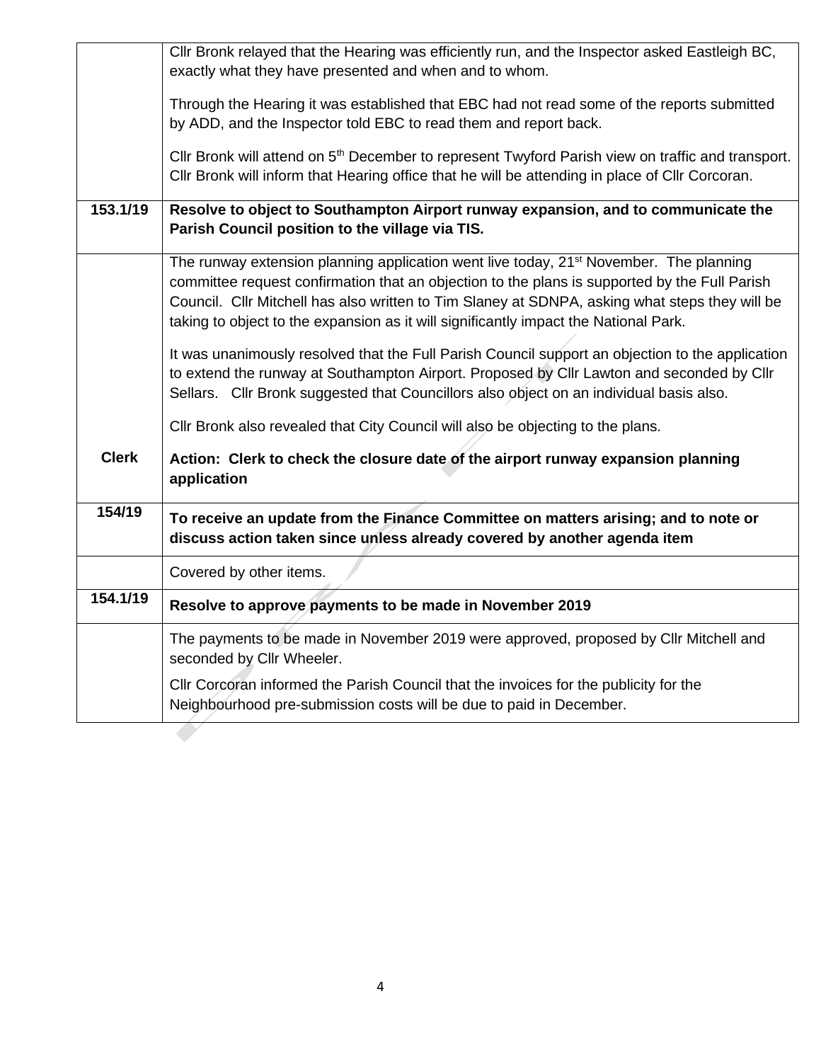| | |
|---|---|
| | Cllr Bronk relayed that the Hearing was efficiently run, and the Inspector asked Eastleigh BC, exactly what they have presented and when and to whom.<br><br>Through the Hearing it was established that EBC had not read some of the reports submitted by ADD, and the Inspector told EBC to read them and report back.<br><br>Cllr Bronk will attend on 5th December to represent Twyford Parish view on traffic and transport. Cllr Bronk will inform that Hearing office that he will be attending in place of Cllr Corcoran. |
| **153.1/19** | **Resolve to object to Southampton Airport runway expansion, and to communicate the Parish Council position to the village via TIS.** |
| <br><br><br><br><br><br><br><br>**Clerk** | The runway extension planning application went live today, 21st November. The planning committee request confirmation that an objection to the plans is supported by the Full Parish Council. Cllr Mitchell has also written to Tim Slaney at SDNPA, asking what steps they will be taking to object to the expansion as it will significantly impact the National Park.<br><br>It was unanimously resolved that the Full Parish Council support an objection to the application to extend the runway at Southampton Airport. Proposed by Cllr Lawton and seconded by Cllr Sellars. Cllr Bronk suggested that Councillors also object on an individual basis also.<br><br>Cllr Bronk also revealed that City Council will also be objecting to the plans.<br><br>**Action: Clerk to check the closure date of the airport runway expansion planning application** |
| **154/19** | **To receive an update from the Finance Committee on matters arising; and to note or discuss action taken since unless already covered by another agenda item** |
| | Covered by other items. |
| **154.1/19** | **Resolve to approve payments to be made in November 2019** |
| | The payments to be made in November 2019 were approved, proposed by Cllr Mitchell and seconded by Cllr Wheeler.<br><br>Cllr Corcoran informed the Parish Council that the invoices for the publicity for the Neighbourhood pre-submission costs will be due to paid in December. |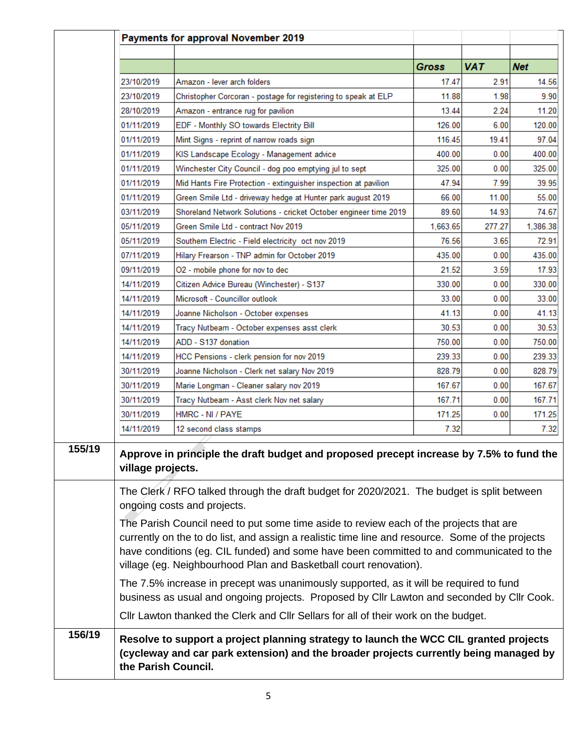| | **Payments for approval November 2019** | | | |
|---|---|---|---|---|
| | | **Gross** | **VAT** | **Net** |
| 23/10/2019 | Amazon - lever arch folders | 17.47 | 2.91 | 14.56 |
| 23/10/2019 | Christopher Corcoran - postage for registering to speak at ELP | 11.88 | 1.98 | 9.90 |
| 28/10/2019 | Amazon - entrance rug for pavilion | 13.44 | 2.24 | 11.20 |
| 01/11/2019 | EDF - Monthly SO towards Electrity Bill | 126.00 | 6.00 | 120.00 |
| 01/11/2019 | Mint Signs - reprint of narrow roads sign | 116.45 | 19.41 | 97.04 |
| 01/11/2019 | KIS Landscape Ecology - Management advice | 400.00 | 0.00 | 400.00 |
| 01/11/2019 | Winchester City Council - dog poo emptying jul to sept | 325.00 | 0.00 | 325.00 |
| 01/11/2019 | Mid Hants Fire Protection - extinguisher inspection at pavilion | 47.94 | 7.99 | 39.95 |
| 01/11/2019 | Green Smile Ltd - driveway hedge at Hunter park august 2019 | 66.00 | 11.00 | 55.00 |
| 03/11/2019 | Shoreland Network Solutions - cricket October engineer time 2019 | 89.60 | 14.93 | 74.67 |
| 05/11/2019 | Green Smile Ltd - contract Nov 2019 | 1,663.65 | 277.27 | 1,386.38 |
| 05/11/2019 | Southern Electric - Field electricity oct nov 2019 | 76.56 | 3.65 | 72.91 |
| 07/11/2019 | Hilary Frearson - TNP admin for October 2019 | 435.00 | 0.00 | 435.00 |
| 09/11/2019 | O2 - mobile phone for nov to dec | 21.52 | 3.59 | 17.93 |
| 14/11/2019 | Citizen Advice Bureau (Winchester) - S137 | 330.00 | 0.00 | 330.00 |
| 14/11/2019 | Microsoft - Councillor outlook | 33.00 | 0.00 | 33.00 |
| 14/11/2019 | Joanne Nicholson - October expenses | 41.13 | 0.00 | 41.13 |
| 14/11/2019 | Tracy Nutbeam - October expenses asst clerk | 30.53 | 0.00 | 30.53 |
| 14/11/2019 | ADD - S137 donation | 750.00 | 0.00 | 750.00 |
| 14/11/2019 | HCC Pensions - clerk pension for nov 2019 | 239.33 | 0.00 | 239.33 |
| 30/11/2019 | Joanne Nicholson - Clerk net salary Nov 2019 | 828.79 | 0.00 | 828.79 |
| 30/11/2019 | Marie Longman - Cleaner salary nov 2019 | 167.67 | 0.00 | 167.67 |
| 30/11/2019 | Tracy Nutbeam - Asst clerk Nov net salary | 167.71 | 0.00 | 167.71 |
| 30/11/2019 | HMRC - NI / PAYE | 171.25 | 0.00 | 171.25 |
| 14/11/2019 | 12 second class stamps | 7.32 | | 7.32 |

**155/19** **Approve in principle the draft budget and proposed precept increase by 7.5% to fund the village projects.**

The Clerk / RFO talked through the draft budget for 2020/2021. The budget is split between ongoing costs and projects.

The Parish Council need to put some time aside to review each of the projects that are currently on the to do list, and assign a realistic time line and resource. Some of the projects have conditions (eg. CIL funded) and some have been committed to and communicated to the village (eg. Neighbourhood Plan and Basketball court renovation).

The 7.5% increase in precept was unanimously supported, as it will be required to fund business as usual and ongoing projects. Proposed by Cllr Lawton and seconded by Cllr Cook.

Cllr Lawton thanked the Clerk and Cllr Sellars for all of their work on the budget.

**156/19** **Resolve to support a project planning strategy to launch the WCC CIL granted projects (cycleway and car park extension) and the broader projects currently being managed by the Parish Council.**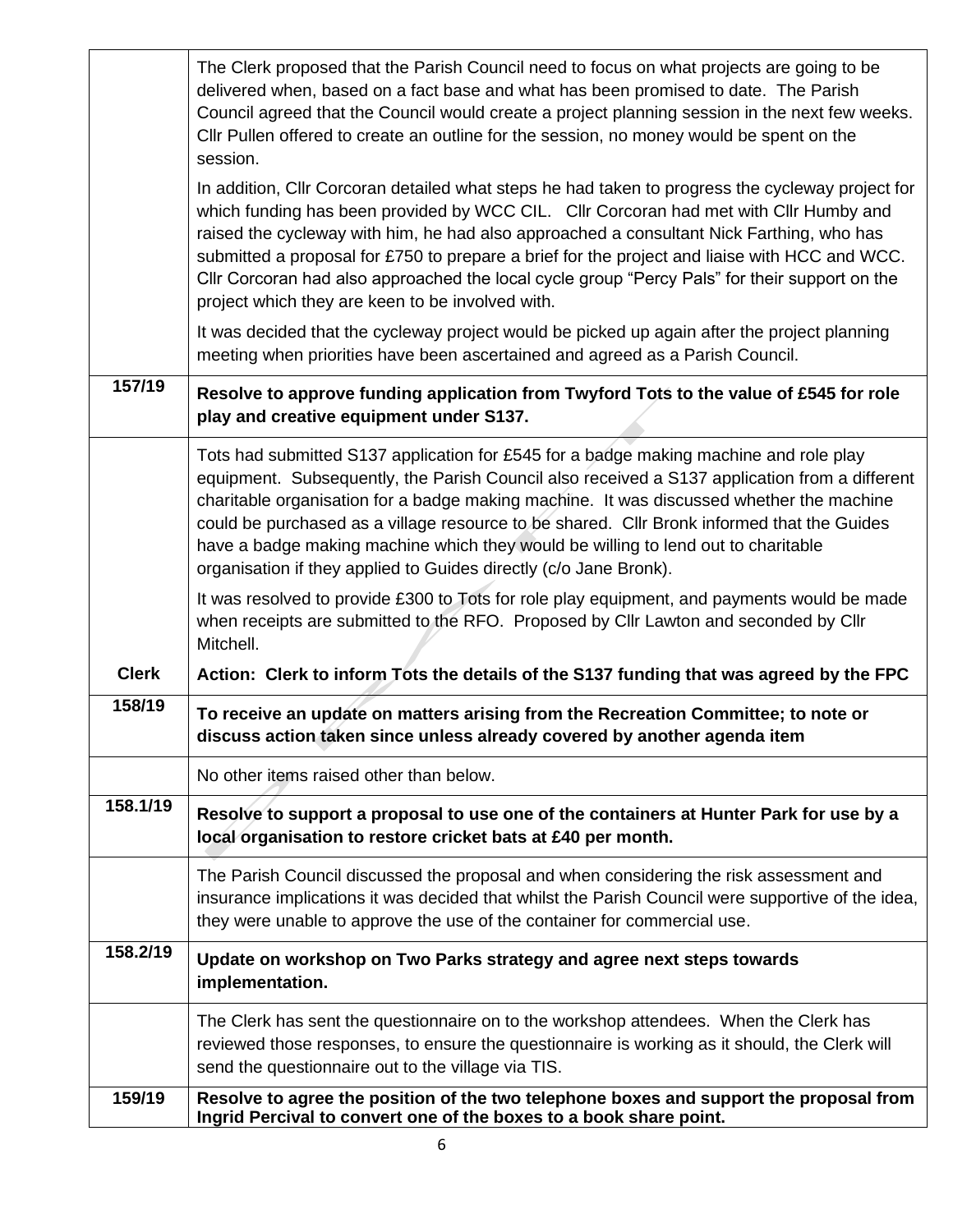| | |
|---|---|
| | The Clerk proposed that the Parish Council need to focus on what projects are going to be delivered when, based on a fact base and what has been promised to date. The Parish Council agreed that the Council would create a project planning session in the next few weeks. Cllr Pullen offered to create an outline for the session, no money would be spent on the session.<br><br>In addition, Cllr Corcoran detailed what steps he had taken to progress the cycleway project for which funding has been provided by WCC CIL. Cllr Corcoran had met with Cllr Humby and raised the cycleway with him, he had also approached a consultant Nick Farthing, who has submitted a proposal for £750 to prepare a brief for the project and liaise with HCC and WCC. Cllr Corcoran had also approached the local cycle group "Percy Pals" for their support on the project which they are keen to be involved with.<br><br>It was decided that the cycleway project would be picked up again after the project planning meeting when priorities have been ascertained and agreed as a Parish Council. |
| **157/19** | **Resolve to approve funding application from Twyford Tots to the value of £545 for role play and creative equipment under S137.** |
| | Tots had submitted S137 application for £545 for a badge making machine and role play equipment. Subsequently, the Parish Council also received a S137 application from a different charitable organisation for a badge making machine. It was discussed whether the machine could be purchased as a village resource to be shared. Cllr Bronk informed that the Guides have a badge making machine which they would be willing to lend out to charitable organisation if they applied to Guides directly (c/o Jane Bronk).<br><br>It was resolved to provide £300 to Tots for role play equipment, and payments would be made when receipts are submitted to the RFO. Proposed by Cllr Lawton and seconded by Cllr Mitchell. |
| **Clerk** | **Action: Clerk to inform Tots the details of the S137 funding that was agreed by the FPC** |
| **158/19** | **To receive an update on matters arising from the Recreation Committee; to note or discuss action taken since unless already covered by another agenda item** |
| | No other items raised other than below. |
| **158.1/19** | **Resolve to support a proposal to use one of the containers at Hunter Park for use by a local organisation to restore cricket bats at £40 per month.** |
| | The Parish Council discussed the proposal and when considering the risk assessment and insurance implications it was decided that whilst the Parish Council were supportive of the idea, they were unable to approve the use of the container for commercial use. |
| **158.2/19** | **Update on workshop on Two Parks strategy and agree next steps towards implementation.** |
| | The Clerk has sent the questionnaire on to the workshop attendees. When the Clerk has reviewed those responses, to ensure the questionnaire is working as it should, the Clerk will send the questionnaire out to the village via TIS. |
| **159/19** | **Resolve to agree the position of the two telephone boxes and support the proposal from Ingrid Percival to convert one of the boxes to a book share point.** |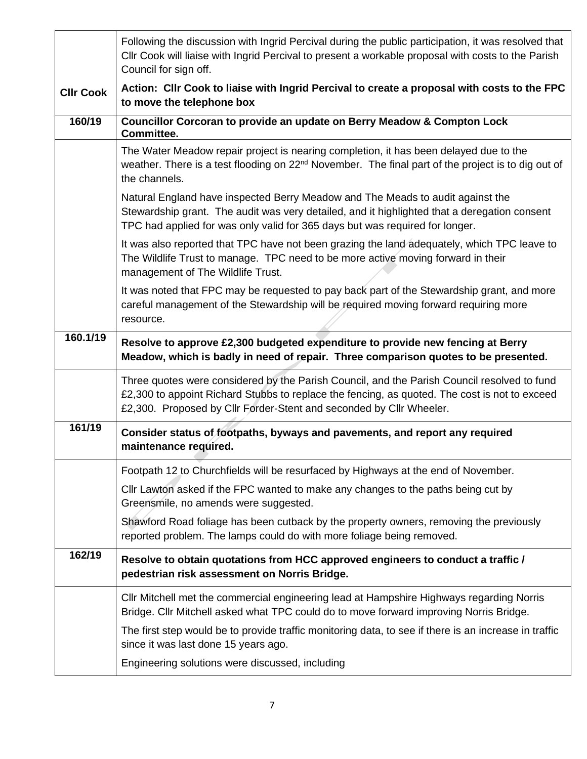| | |
|---|---|
| | Following the discussion with Ingrid Percival during the public participation, it was resolved that Cllr Cook will liaise with Ingrid Percival to present a workable proposal with costs to the Parish Council for sign off. |
| **Cllr Cook** | **Action: Cllr Cook to liaise with Ingrid Percival to create a proposal with costs to the FPC to move the telephone box** |
| **160/19** | **Councillor Corcoran to provide an update on Berry Meadow & Compton Lock Committee.** |
| | The Water Meadow repair project is nearing completion, it has been delayed due to the weather. There is a test flooding on 22nd November. The final part of the project is to dig out of the channels.<br><br>Natural England have inspected Berry Meadow and The Meads to audit against the Stewardship grant. The audit was very detailed, and it highlighted that a deregation consent TPC had applied for was only valid for 365 days but was required for longer.<br><br>It was also reported that TPC have not been grazing the land adequately, which TPC leave to The Wildlife Trust to manage. TPC need to be more active moving forward in their management of The Wildlife Trust.<br><br>It was noted that FPC may be requested to pay back part of the Stewardship grant, and more careful management of the Stewardship will be required moving forward requiring more resource. |
| **160.1/19** | **Resolve to approve £2,300 budgeted expenditure to provide new fencing at Berry Meadow, which is badly in need of repair. Three comparison quotes to be presented.** |
| | Three quotes were considered by the Parish Council, and the Parish Council resolved to fund £2,300 to appoint Richard Stubbs to replace the fencing, as quoted. The cost is not to exceed £2,300. Proposed by Cllr Forder-Stent and seconded by Cllr Wheeler. |
| **161/19** | **Consider status of footpaths, byways and pavements, and report any required maintenance required.** |
| | Footpath 12 to Churchfields will be resurfaced by Highways at the end of November.<br><br>Cllr Lawton asked if the FPC wanted to make any changes to the paths being cut by Greensmile, no amends were suggested.<br><br>Shawford Road foliage has been cutback by the property owners, removing the previously reported problem. The lamps could do with more foliage being removed. |
| **162/19** | **Resolve to obtain quotations from HCC approved engineers to conduct a traffic / pedestrian risk assessment on Norris Bridge.** |
| | Cllr Mitchell met the commercial engineering lead at Hampshire Highways regarding Norris Bridge. Cllr Mitchell asked what TPC could do to move forward improving Norris Bridge.<br><br>The first step would be to provide traffic monitoring data, to see if there is an increase in traffic since it was last done 15 years ago.<br><br>Engineering solutions were discussed, including |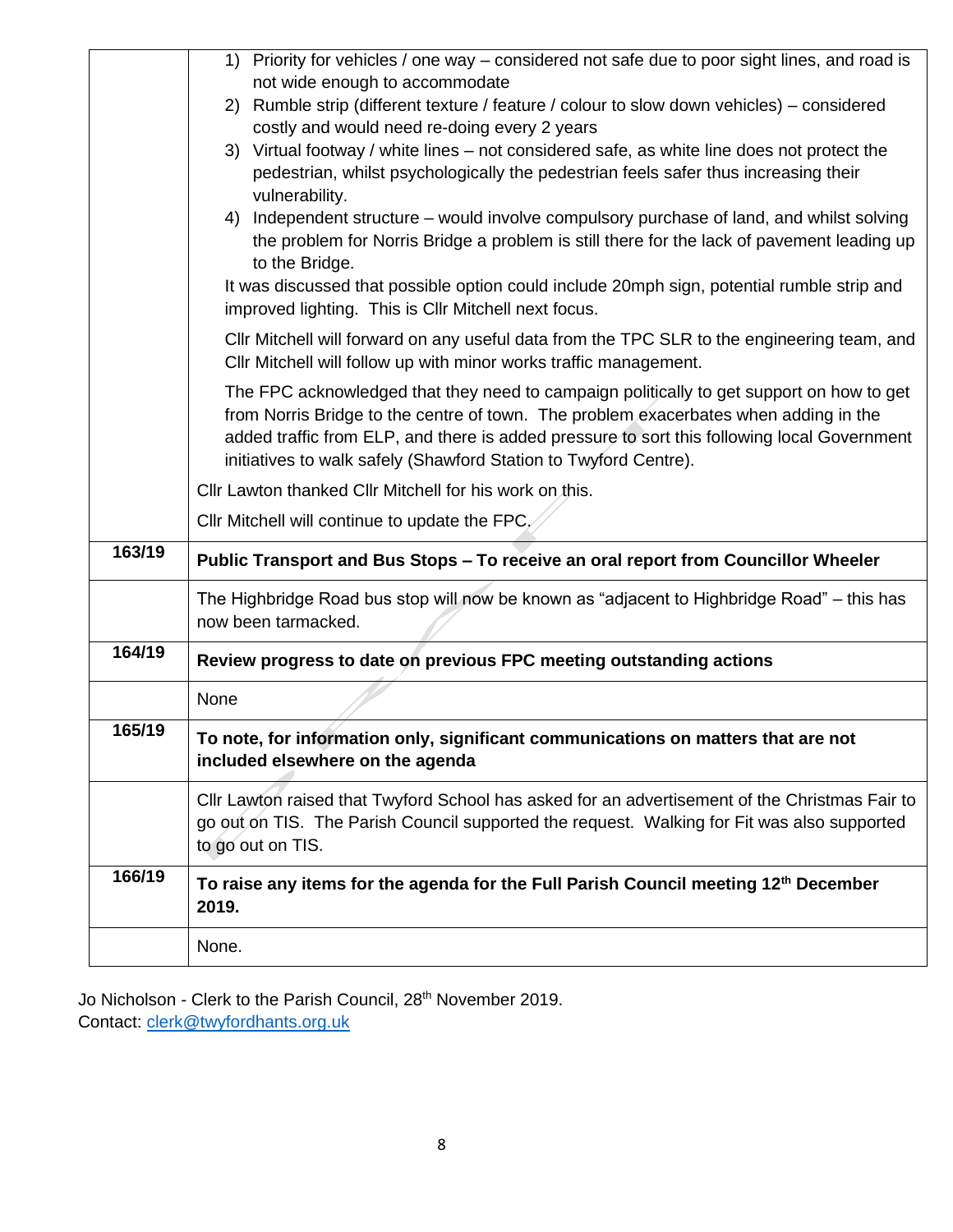| | |
|---|---|
| | 1) Priority for vehicles / one way – considered not safe due to poor sight lines, and road is not wide enough to accommodate<br>2) Rumble strip (different texture / feature / colour to slow down vehicles) – considered costly and would need re-doing every 2 years<br>3) Virtual footway / white lines – not considered safe, as white line does not protect the pedestrian, whilst psychologically the pedestrian feels safer thus increasing their vulnerability.<br>4) Independent structure – would involve compulsory purchase of land, and whilst solving the problem for Norris Bridge a problem is still there for the lack of pavement leading up to the Bridge.<br>It was discussed that possible option could include 20mph sign, potential rumble strip and improved lighting. This is Cllr Mitchell next focus.<br>Cllr Mitchell will forward on any useful data from the TPC SLR to the engineering team, and Cllr Mitchell will follow up with minor works traffic management.<br>The FPC acknowledged that they need to campaign politically to get support on how to get from Norris Bridge to the centre of town. The problem exacerbates when adding in the added traffic from ELP, and there is added pressure to sort this following local Government initiatives to walk safely (Shawford Station to Twyford Centre).<br>Cllr Lawton thanked Cllr Mitchell for his work on this.<br>Cllr Mitchell will continue to update the FPC. |
| **163/19** | **Public Transport and Bus Stops – To receive an oral report from Councillor Wheeler** |
| | The Highbridge Road bus stop will now be known as "adjacent to Highbridge Road" – this has now been tarmacked. |
| **164/19** | **Review progress to date on previous FPC meeting outstanding actions** |
| | None |
| **165/19** | **To note, for information only, significant communications on matters that are not included elsewhere on the agenda** |
| | Cllr Lawton raised that Twyford School has asked for an advertisement of the Christmas Fair to go out on TIS. The Parish Council supported the request. Walking for Fit was also supported to go out on TIS. |
| **166/19** | **To raise any items for the agenda for the Full Parish Council meeting 12th December 2019.** |
| | None. |

Jo Nicholson - Clerk to the Parish Council, 28th November 2019.
Contact: clerk@twyfordhants.org.uk